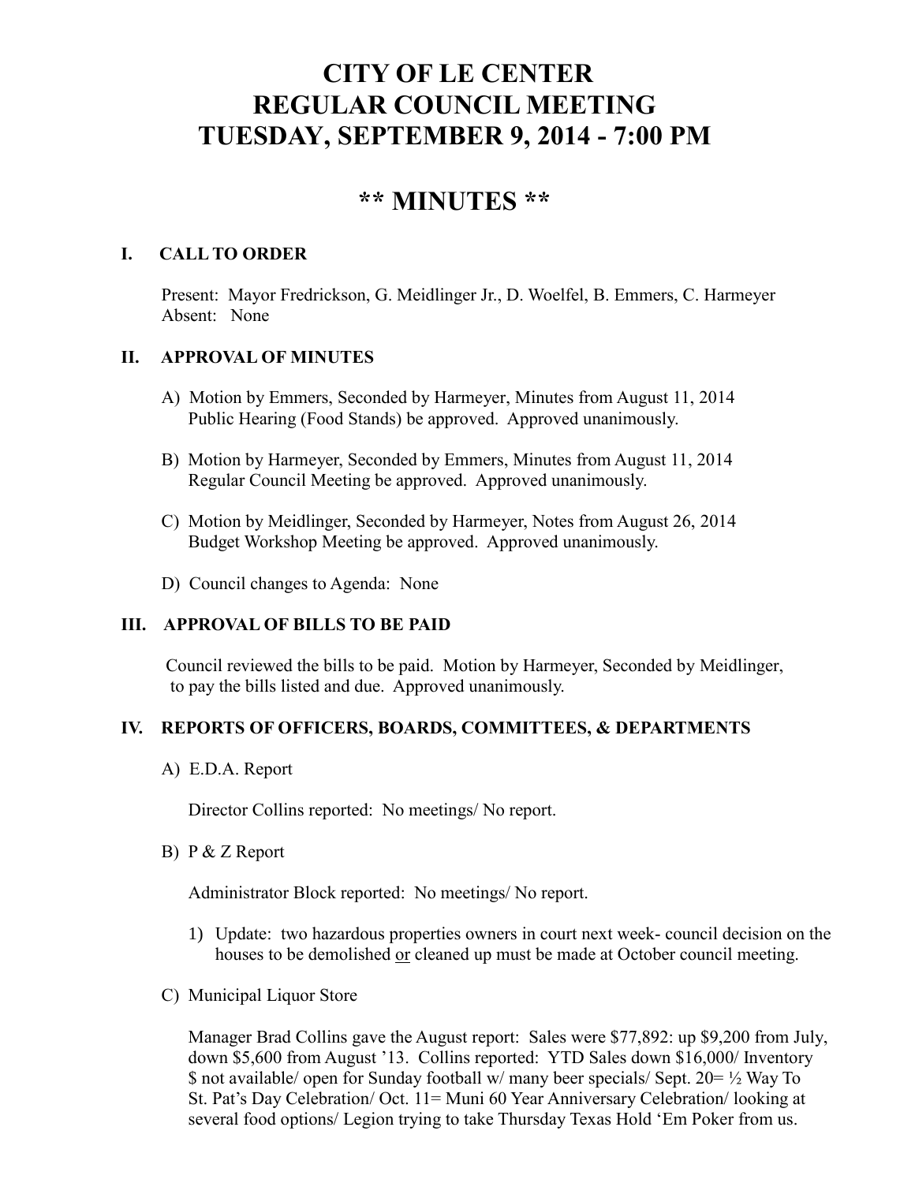# CITY OF LE CENTER
# REGULAR COUNCIL MEETING
# TUESDAY, SEPTEMBER 9, 2014 - 7:00 PM

## ** MINUTES **

### I. CALL TO ORDER

Present: Mayor Fredrickson, G. Meidlinger Jr., D. Woelfel, B. Emmers, C. Harmeyer
Absent: None

### II. APPROVAL OF MINUTES

A) Motion by Emmers, Seconded by Harmeyer, Minutes from August 11, 2014 Public Hearing (Food Stands) be approved. Approved unanimously.

B) Motion by Harmeyer, Seconded by Emmers, Minutes from August 11, 2014 Regular Council Meeting be approved. Approved unanimously.

C) Motion by Meidlinger, Seconded by Harmeyer, Notes from August 26, 2014 Budget Workshop Meeting be approved. Approved unanimously.

D) Council changes to Agenda: None

### III. APPROVAL OF BILLS TO BE PAID

Council reviewed the bills to be paid. Motion by Harmeyer, Seconded by Meidlinger, to pay the bills listed and due. Approved unanimously.

### IV. REPORTS OF OFFICERS, BOARDS, COMMITTEES, & DEPARTMENTS

A) E.D.A. Report

Director Collins reported: No meetings/ No report.

B) P & Z Report

Administrator Block reported: No meetings/ No report.

1) Update: two hazardous properties owners in court next week- council decision on the houses to be demolished or cleaned up must be made at October council meeting.

C) Municipal Liquor Store

Manager Brad Collins gave the August report: Sales were $77,892: up $9,200 from July, down $5,600 from August '13. Collins reported: YTD Sales down $16,000/ Inventory $ not available/ open for Sunday football w/ many beer specials/ Sept. 20= ½ Way To St. Pat's Day Celebration/ Oct. 11= Muni 60 Year Anniversary Celebration/ looking at several food options/ Legion trying to take Thursday Texas Hold 'Em Poker from us.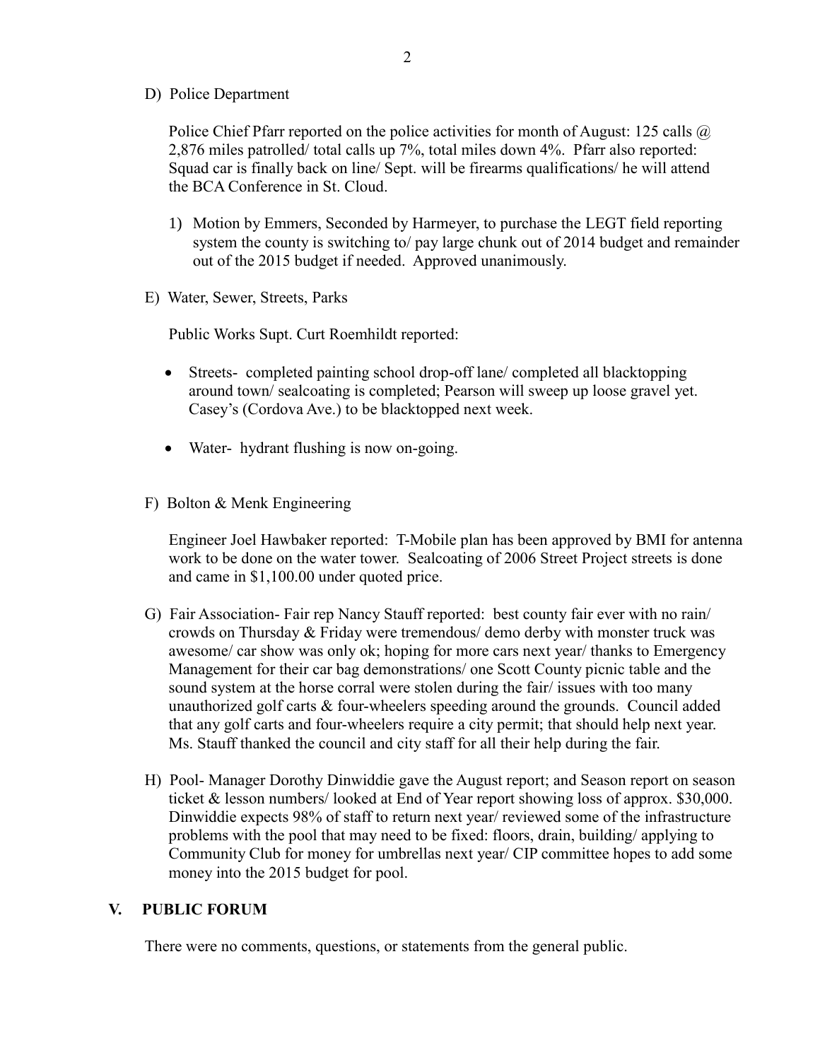D) Police Department

Police Chief Pfarr reported on the police activities for month of August: 125 calls @ 2,876 miles patrolled/ total calls up 7%, total miles down 4%. Pfarr also reported: Squad car is finally back on line/ Sept. will be firearms qualifications/ he will attend the BCA Conference in St. Cloud.

1) Motion by Emmers, Seconded by Harmeyer, to purchase the LEGT field reporting system the county is switching to/ pay large chunk out of 2014 budget and remainder out of the 2015 budget if needed. Approved unanimously.

E) Water, Sewer, Streets, Parks

Public Works Supt. Curt Roemhildt reported:

- Streets- completed painting school drop-off lane/ completed all blacktopping around town/ sealcoating is completed; Pearson will sweep up loose gravel yet. Casey's (Cordova Ave.) to be blacktopped next week.
- Water- hydrant flushing is now on-going.

F) Bolton & Menk Engineering

Engineer Joel Hawbaker reported: T-Mobile plan has been approved by BMI for antenna work to be done on the water tower. Sealcoating of 2006 Street Project streets is done and came in $1,100.00 under quoted price.

G) Fair Association- Fair rep Nancy Stauff reported: best county fair ever with no rain/ crowds on Thursday & Friday were tremendous/ demo derby with monster truck was awesome/ car show was only ok; hoping for more cars next year/ thanks to Emergency Management for their car bag demonstrations/ one Scott County picnic table and the sound system at the horse corral were stolen during the fair/ issues with too many unauthorized golf carts & four-wheelers speeding around the grounds. Council added that any golf carts and four-wheelers require a city permit; that should help next year. Ms. Stauff thanked the council and city staff for all their help during the fair.

H) Pool- Manager Dorothy Dinwiddie gave the August report; and Season report on season ticket & lesson numbers/ looked at End of Year report showing loss of approx. $30,000. Dinwiddie expects 98% of staff to return next year/ reviewed some of the infrastructure problems with the pool that may need to be fixed: floors, drain, building/ applying to Community Club for money for umbrellas next year/ CIP committee hopes to add some money into the 2015 budget for pool.

## V. PUBLIC FORUM

There were no comments, questions, or statements from the general public.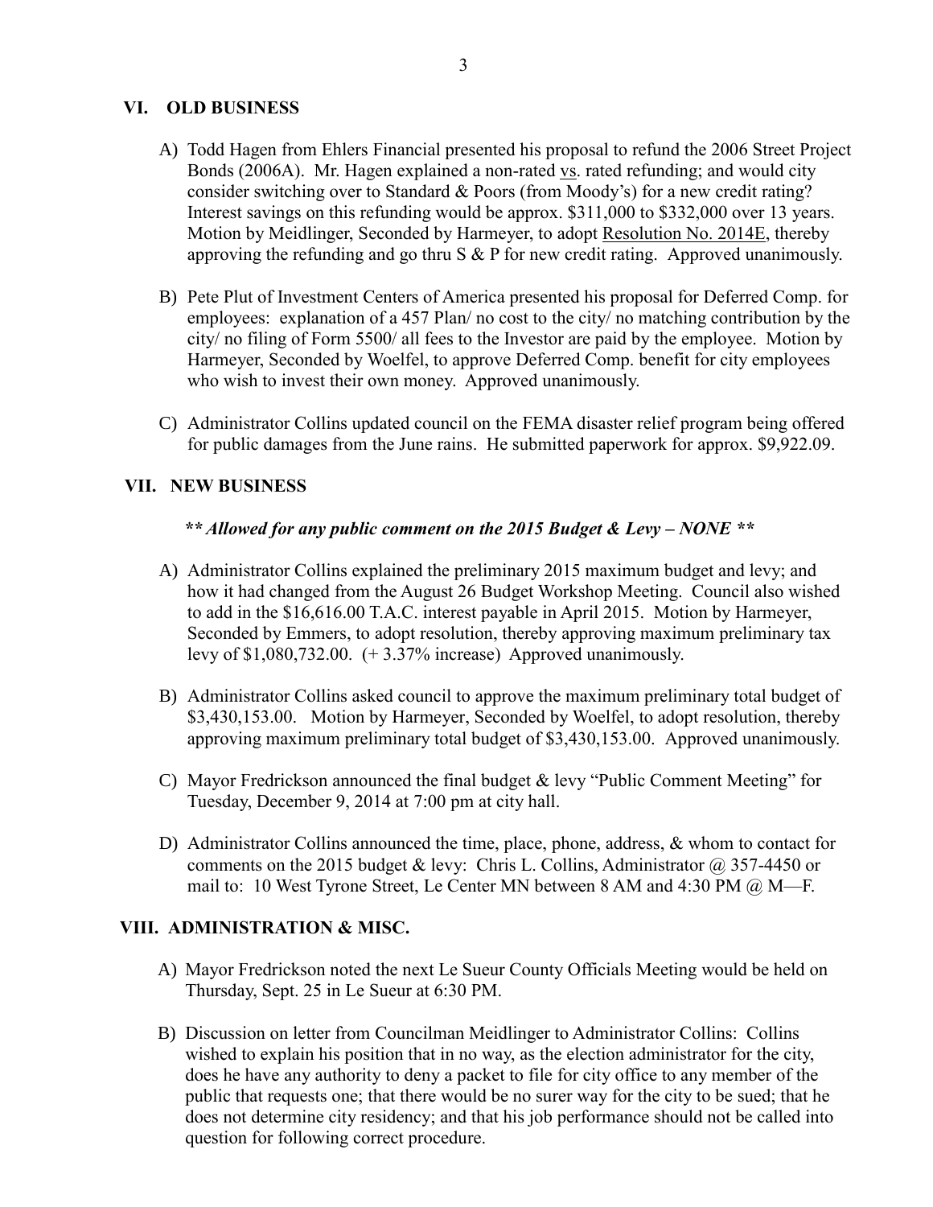## VI. OLD BUSINESS

A) Todd Hagen from Ehlers Financial presented his proposal to refund the 2006 Street Project Bonds (2006A). Mr. Hagen explained a non-rated vs. rated refunding; and would city consider switching over to Standard & Poors (from Moody's) for a new credit rating? Interest savings on this refunding would be approx. $311,000 to $332,000 over 13 years. Motion by Meidlinger, Seconded by Harmeyer, to adopt Resolution No. 2014E, thereby approving the refunding and go thru S & P for new credit rating. Approved unanimously.

B) Pete Plut of Investment Centers of America presented his proposal for Deferred Comp. for employees: explanation of a 457 Plan/ no cost to the city/ no matching contribution by the city/ no filing of Form 5500/ all fees to the Investor are paid by the employee. Motion by Harmeyer, Seconded by Woelfel, to approve Deferred Comp. benefit for city employees who wish to invest their own money. Approved unanimously.

C) Administrator Collins updated council on the FEMA disaster relief program being offered for public damages from the June rains. He submitted paperwork for approx. $9,922.09.

## VII. NEW BUSINESS

***\*\* Allowed for any public comment on the 2015 Budget & Levy – NONE \*\****

A) Administrator Collins explained the preliminary 2015 maximum budget and levy; and how it had changed from the August 26 Budget Workshop Meeting. Council also wished to add in the $16,616.00 T.A.C. interest payable in April 2015. Motion by Harmeyer, Seconded by Emmers, to adopt resolution, thereby approving maximum preliminary tax levy of $1,080,732.00. (+ 3.37% increase) Approved unanimously.

B) Administrator Collins asked council to approve the maximum preliminary total budget of $3,430,153.00. Motion by Harmeyer, Seconded by Woelfel, to adopt resolution, thereby approving maximum preliminary total budget of $3,430,153.00. Approved unanimously.

C) Mayor Fredrickson announced the final budget & levy "Public Comment Meeting" for Tuesday, December 9, 2014 at 7:00 pm at city hall.

D) Administrator Collins announced the time, place, phone, address, & whom to contact for comments on the 2015 budget & levy: Chris L. Collins, Administrator @ 357-4450 or mail to: 10 West Tyrone Street, Le Center MN between 8 AM and 4:30 PM @ M—F.

## VIII. ADMINISTRATION & MISC.

A) Mayor Fredrickson noted the next Le Sueur County Officials Meeting would be held on Thursday, Sept. 25 in Le Sueur at 6:30 PM.

B) Discussion on letter from Councilman Meidlinger to Administrator Collins: Collins wished to explain his position that in no way, as the election administrator for the city, does he have any authority to deny a packet to file for city office to any member of the public that requests one; that there would be no surer way for the city to be sued; that he does not determine city residency; and that his job performance should not be called into question for following correct procedure.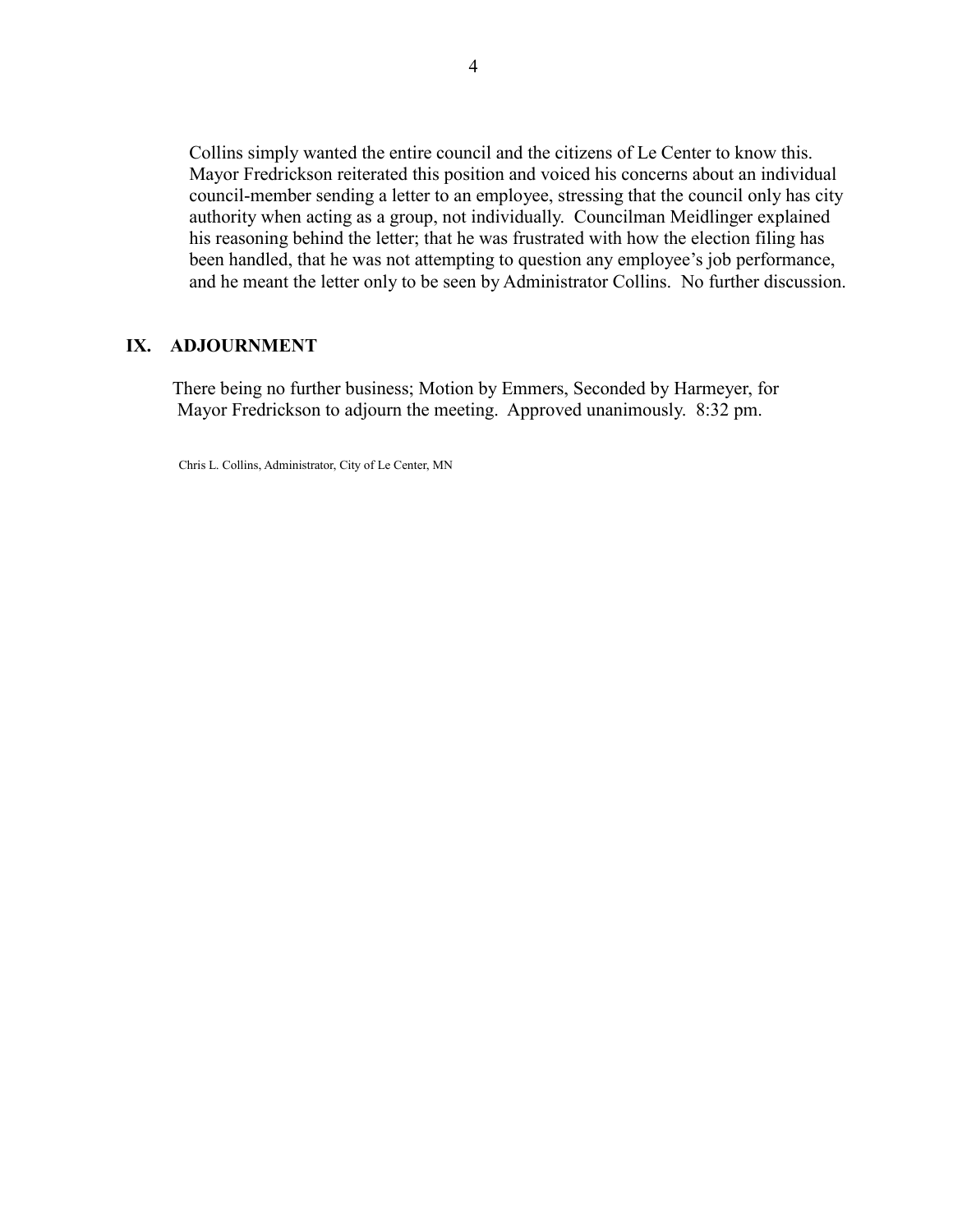Collins simply wanted the entire council and the citizens of Le Center to know this. Mayor Fredrickson reiterated this position and voiced his concerns about an individual council-member sending a letter to an employee, stressing that the council only has city authority when acting as a group, not individually. Councilman Meidlinger explained his reasoning behind the letter; that he was frustrated with how the election filing has been handled, that he was not attempting to question any employee's job performance, and he meant the letter only to be seen by Administrator Collins. No further discussion.

## IX. ADJOURNMENT

There being no further business; Motion by Emmers, Seconded by Harmeyer, for Mayor Fredrickson to adjourn the meeting. Approved unanimously. 8:32 pm.

Chris L. Collins, Administrator, City of Le Center, MN